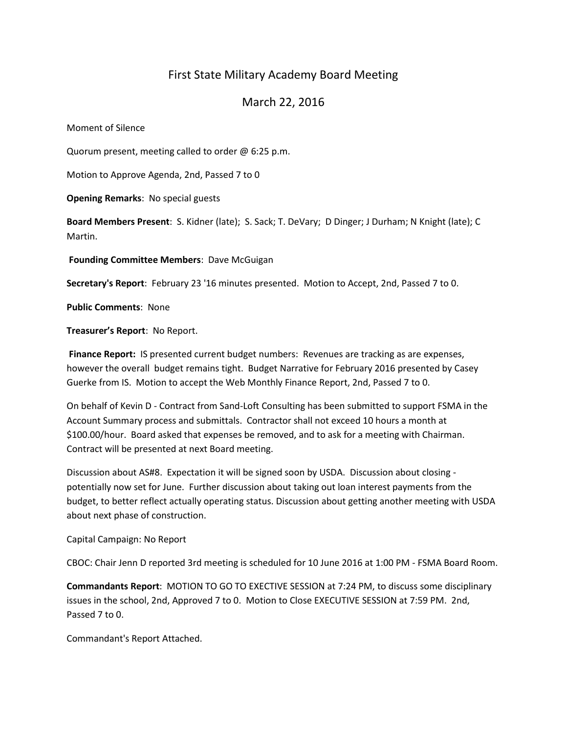# First State Military Academy Board Meeting

## March 22, 2016

Moment of Silence

Quorum present, meeting called to order @ 6:25 p.m.

Motion to Approve Agenda, 2nd, Passed 7 to 0

**Opening Remarks**: No special guests

**Board Members Present**: S. Kidner (late); S. Sack; T. DeVary; D Dinger; J Durham; N Knight (late); C Martin.

**Founding Committee Members**: Dave McGuigan

**Secretary's Report**: February 23 '16 minutes presented. Motion to Accept, 2nd, Passed 7 to 0.

**Public Comments**: None

**Treasurer's Report**: No Report.

**Finance Report:** IS presented current budget numbers: Revenues are tracking as are expenses, however the overall budget remains tight. Budget Narrative for February 2016 presented by Casey Guerke from IS. Motion to accept the Web Monthly Finance Report, 2nd, Passed 7 to 0.

On behalf of Kevin D - Contract from Sand-Loft Consulting has been submitted to support FSMA in the Account Summary process and submittals. Contractor shall not exceed 10 hours a month at $100.00/hour. Board asked that expenses be removed, and to ask for a meeting with Chairman. Contract will be presented at next Board meeting.

Discussion about AS#8. Expectation it will be signed soon by USDA. Discussion about closing - potentially now set for June. Further discussion about taking out loan interest payments from the budget, to better reflect actually operating status. Discussion about getting another meeting with USDA about next phase of construction.

Capital Campaign: No Report

CBOC: Chair Jenn D reported 3rd meeting is scheduled for 10 June 2016 at 1:00 PM - FSMA Board Room.

**Commandants Report**: MOTION TO GO TO EXECTIVE SESSION at 7:24 PM, to discuss some disciplinary issues in the school, 2nd, Approved 7 to 0. Motion to Close EXECUTIVE SESSION at 7:59 PM. 2nd, Passed 7 to 0.

Commandant's Report Attached.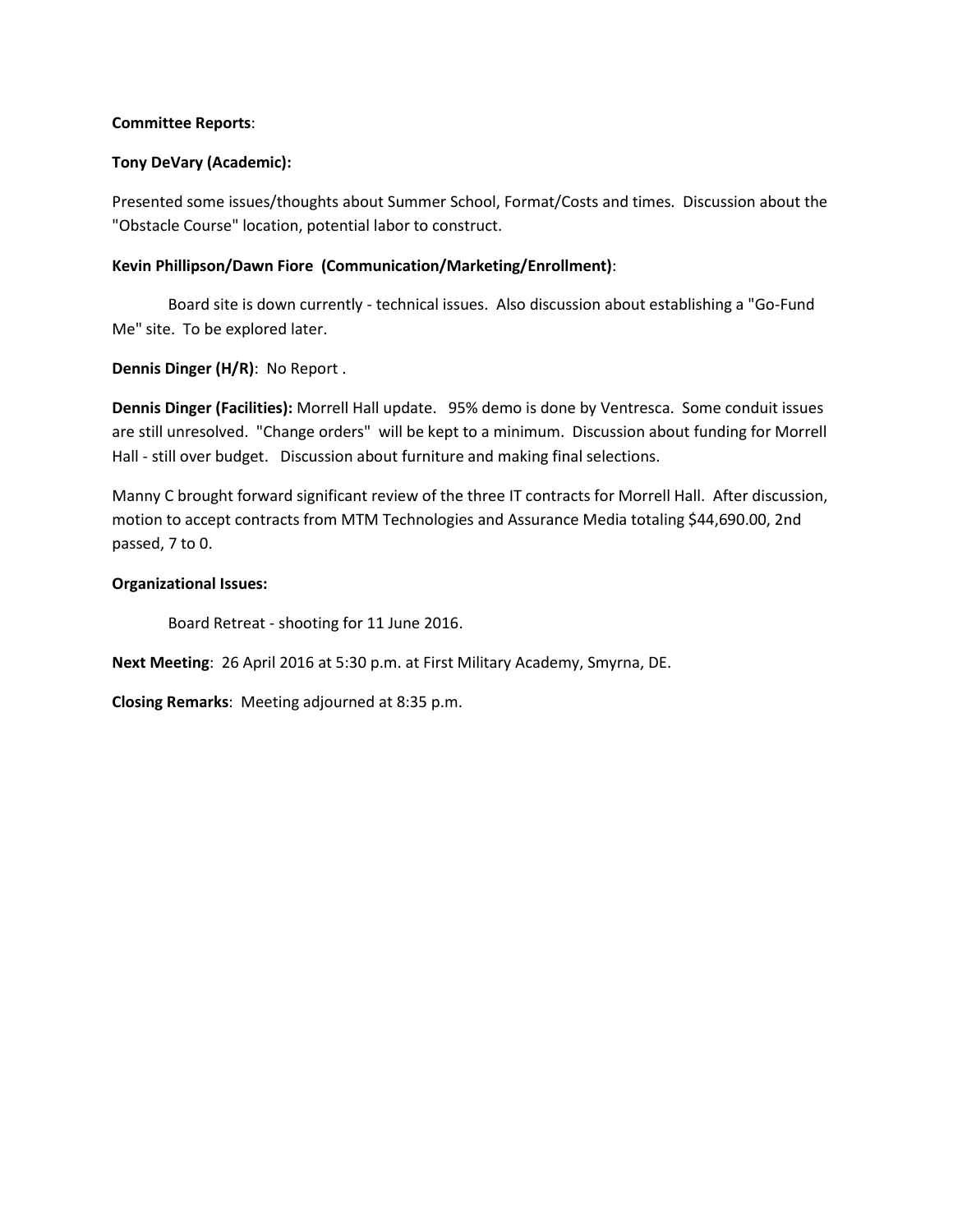**Committee Reports**:

**Tony DeVary (Academic):**

Presented some issues/thoughts about Summer School, Format/Costs and times. Discussion about the "Obstacle Course" location, potential labor to construct.

**Kevin Phillipson/Dawn Fiore (Communication/Marketing/Enrollment)**:

Board site is down currently - technical issues. Also discussion about establishing a "Go-Fund Me" site. To be explored later.

**Dennis Dinger (H/R)**: No Report .

**Dennis Dinger (Facilities):** Morrell Hall update. 95% demo is done by Ventresca. Some conduit issues are still unresolved. "Change orders" will be kept to a minimum. Discussion about funding for Morrell Hall - still over budget. Discussion about furniture and making final selections.

Manny C brought forward significant review of the three IT contracts for Morrell Hall. After discussion, motion to accept contracts from MTM Technologies and Assurance Media totaling $44,690.00, 2nd passed, 7 to 0.

**Organizational Issues:**

Board Retreat - shooting for 11 June 2016.

**Next Meeting**: 26 April 2016 at 5:30 p.m. at First Military Academy, Smyrna, DE.

**Closing Remarks**: Meeting adjourned at 8:35 p.m.